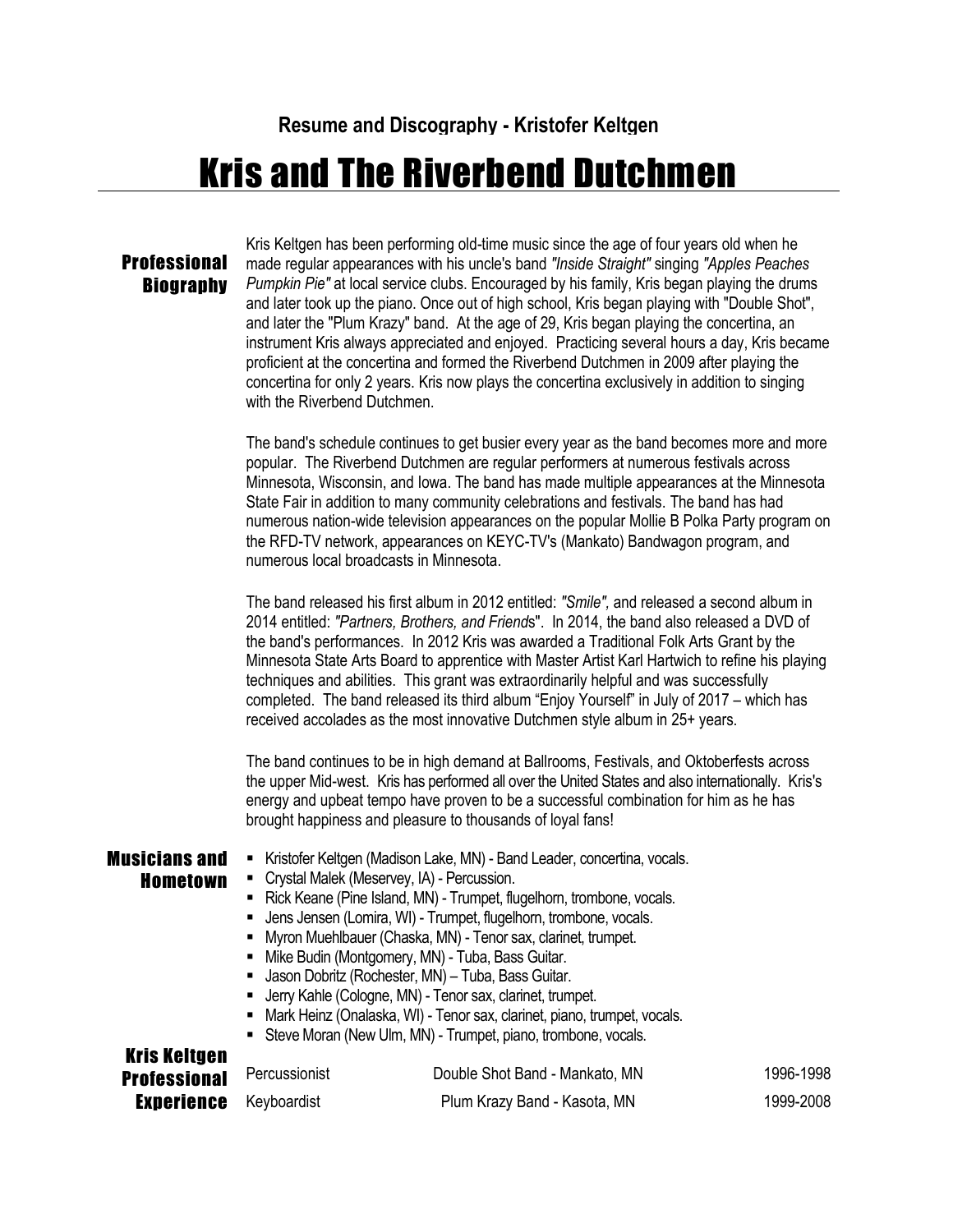**Resume and Discography - Kristofer Keltgen**

# Kris and The Riverbend Dutchmen

## Professional Biography

Kris Keltgen has been performing old-time music since the age of four years old when he made regular appearances with his uncle's band *"Inside Straight"* singing *"Apples Peaches Pumpkin Pie"* at local service clubs. Encouraged by his family, Kris began playing the drums and later took up the piano. Once out of high school, Kris began playing with "Double Shot", and later the "Plum Krazy" band. At the age of 29, Kris began playing the concertina, an instrument Kris always appreciated and enjoyed. Practicing several hours a day, Kris became proficient at the concertina and formed the Riverbend Dutchmen in 2009 after playing the concertina for only 2 years. Kris now plays the concertina exclusively in addition to singing with the Riverbend Dutchmen.

The band's schedule continues to get busier every year as the band becomes more and more popular. The Riverbend Dutchmen are regular performers at numerous festivals across Minnesota, Wisconsin, and Iowa. The band has made multiple appearances at the Minnesota State Fair in addition to many community celebrations and festivals. The band has had numerous nation-wide television appearances on the popular Mollie B Polka Party program on the RFD-TV network, appearances on KEYC-TV's (Mankato) Bandwagon program, and numerous local broadcasts in Minnesota.

The band released his first album in 2012 entitled: *"Smile",* and released a second album in 2014 entitled: *"Partners, Brothers, and Friends*". In 2014, the band also released a DVD of the band's performances. In 2012 Kris was awarded a Traditional Folk Arts Grant by the Minnesota State Arts Board to apprentice with Master Artist Karl Hartwich to refine his playing techniques and abilities. This grant was extraordinarily helpful and was successfully completed. The band released its third album "Enjoy Yourself" in July of 2017 – which has received accolades as the most innovative Dutchmen style album in 25+ years.

The band continues to be in high demand at Ballrooms, Festivals, and Oktoberfests across the upper Mid-west. Kris has performed all over the United States and also internationally. Kris's energy and upbeat tempo have proven to be a successful combination for him as he has brought happiness and pleasure to thousands of loyal fans!

## Musicians and Hometown

- Kristofer Keltgen (Madison Lake, MN) - Band Leader, concertina, vocals.
- Crystal Malek (Meservey, IA) - Percussion.
- Rick Keane (Pine Island, MN) - Trumpet, flugelhorn, trombone, vocals.
- Jens Jensen (Lomira, WI) - Trumpet, flugelhorn, trombone, vocals.
- Myron Muehlbauer (Chaska, MN) - Tenor sax, clarinet, trumpet.
- Mike Budin (Montgomery, MN) - Tuba, Bass Guitar.
- Jason Dobritz (Rochester, MN) – Tuba, Bass Guitar.
- Jerry Kahle (Cologne, MN) - Tenor sax, clarinet, trumpet.
- Mark Heinz (Onalaska, WI) - Tenor sax, clarinet, piano, trumpet, vocals.
- Steve Moran (New Ulm, MN) - Trumpet, piano, trombone, vocals.

## Kris Keltgen Professional Experience

| | | |
|---|---|---|
| Percussionist | Double Shot Band - Mankato, MN | 1996-1998 |
| Keyboardist | Plum Krazy Band - Kasota, MN | 1999-2008 |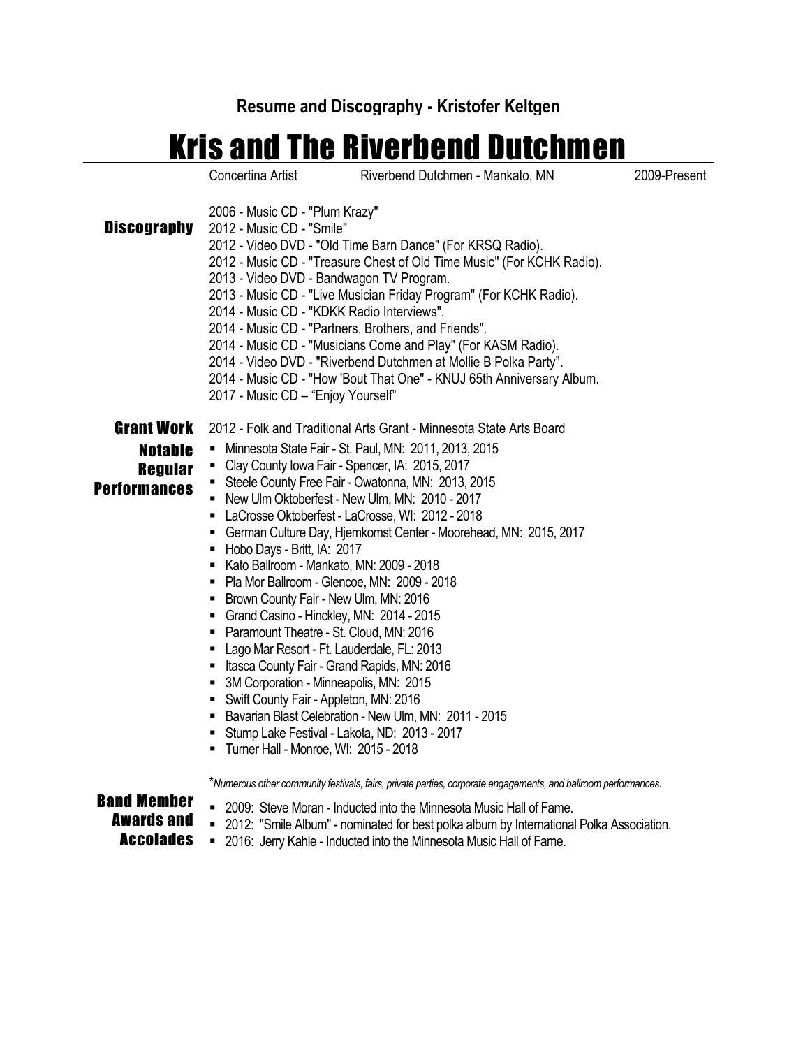**Resume and Discography - Kristofer Keltgen**

# Kris and The Riverbend Dutchmen

Concertina Artist — Riverbend Dutchmen - Mankato, MN — 2009-Present

## Discography

2006 - Music CD - "Plum Krazy"
2012 - Music CD - "Smile"
2012 - Video DVD - "Old Time Barn Dance" (For KRSQ Radio).
2012 - Music CD - "Treasure Chest of Old Time Music" (For KCHK Radio).
2013 - Video DVD - Bandwagon TV Program.
2013 - Music CD - "Live Musician Friday Program" (For KCHK Radio).
2014 - Music CD - "KDKK Radio Interviews".
2014 - Music CD - "Partners, Brothers, and Friends".
2014 - Music CD - "Musicians Come and Play" (For KASM Radio).
2014 - Video DVD - "Riverbend Dutchmen at Mollie B Polka Party".
2014 - Music CD - "How 'Bout That One" - KNUJ 65th Anniversary Album.
2017 - Music CD – "Enjoy Yourself"

## Grant Work

2012 - Folk and Traditional Arts Grant - Minnesota State Arts Board

## Notable Regular Performances

- Minnesota State Fair - St. Paul, MN: 2011, 2013, 2015
- Clay County Iowa Fair - Spencer, IA: 2015, 2017
- Steele County Free Fair - Owatonna, MN: 2013, 2015
- New Ulm Oktoberfest - New Ulm, MN: 2010 - 2017
- LaCrosse Oktoberfest - LaCrosse, WI: 2012 - 2018
- German Culture Day, Hjemkomst Center - Moorehead, MN: 2015, 2017
- Hobo Days - Britt, IA: 2017
- Kato Ballroom - Mankato, MN: 2009 - 2018
- Pla Mor Ballroom - Glencoe, MN: 2009 - 2018
- Brown County Fair - New Ulm, MN: 2016
- Grand Casino - Hinckley, MN: 2014 - 2015
- Paramount Theatre - St. Cloud, MN: 2016
- Lago Mar Resort - Ft. Lauderdale, FL: 2013
- Itasca County Fair - Grand Rapids, MN: 2016
- 3M Corporation - Minneapolis, MN: 2015
- Swift County Fair - Appleton, MN: 2016
- Bavarian Blast Celebration - New Ulm, MN: 2011 - 2015
- Stump Lake Festival - Lakota, ND: 2013 - 2017
- Turner Hall - Monroe, WI: 2015 - 2018

**Numerous other community festivals, fairs, private parties, corporate engagements, and ballroom performances.*

## Band Member Awards and Accolades

- 2009: Steve Moran - Inducted into the Minnesota Music Hall of Fame.
- 2012: "Smile Album" - nominated for best polka album by International Polka Association.
- 2016: Jerry Kahle - Inducted into the Minnesota Music Hall of Fame.